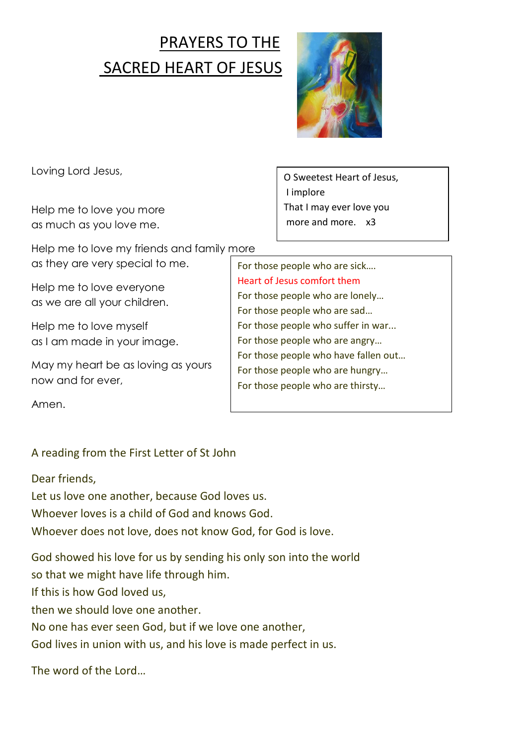# PRAYERS TO THE SACRED HEART OF JESUS

Loving Lord Jesus,

Help me to love you more
as much as you love me.

Help me to love my friends and family more
as they are very special to me.

Help me to love everyone
as we are all your children.

Help me to love myself
as I am made in your image.

May my heart be as loving as yours
now and for ever,

Amen.

> O Sweetest Heart of Jesus,
> I implore
> That I may ever love you
> more and more. x3

> For those people who are sick….
> Heart of Jesus comfort them
> For those people who are lonely…
> For those people who are sad…
> For those people who suffer in war...
> For those people who are angry…
> For those people who have fallen out…
> For those people who are hungry…
> For those people who are thirsty…

A reading from the First Letter of St John

Dear friends,
Let us love one another, because God loves us.
Whoever loves is a child of God and knows God.
Whoever does not love, does not know God, for God is love.

God showed his love for us by sending his only son into the world
so that we might have life through him.
If this is how God loved us,
then we should love one another.
No one has ever seen God, but if we love one another,
God lives in union with us, and his love is made perfect in us.

The word of the Lord…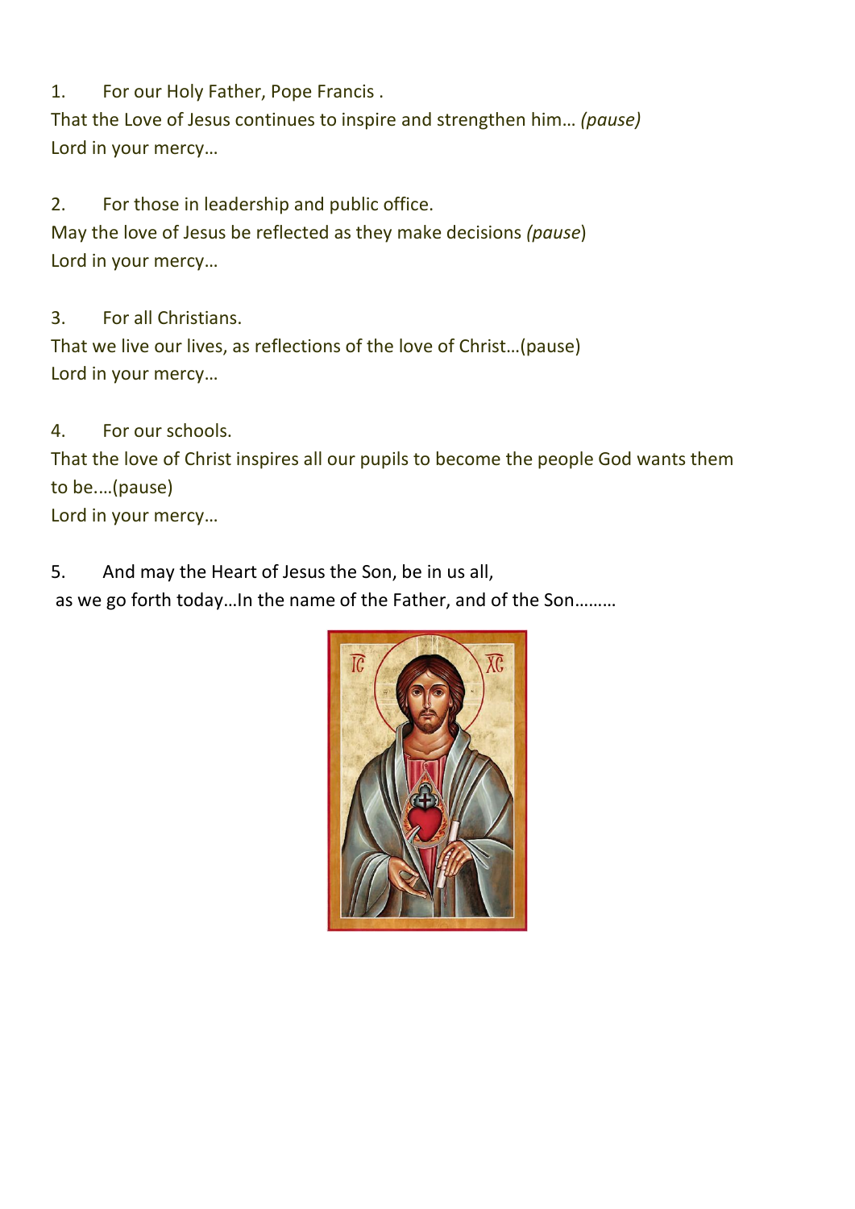1. For our Holy Father, Pope Francis .

That the Love of Jesus continues to inspire and strengthen him… *(pause)*
Lord in your mercy…

2. For those in leadership and public office.

May the love of Jesus be reflected as they make decisions *(pause)*
Lord in your mercy…

3. For all Christians.

That we live our lives, as reflections of the love of Christ…(pause)
Lord in your mercy…

4. For our schools.

That the love of Christ inspires all our pupils to become the people God wants them to be….(pause)
Lord in your mercy…

5. And may the Heart of Jesus the Son, be in us all,

as we go forth today…In the name of the Father, and of the Son………